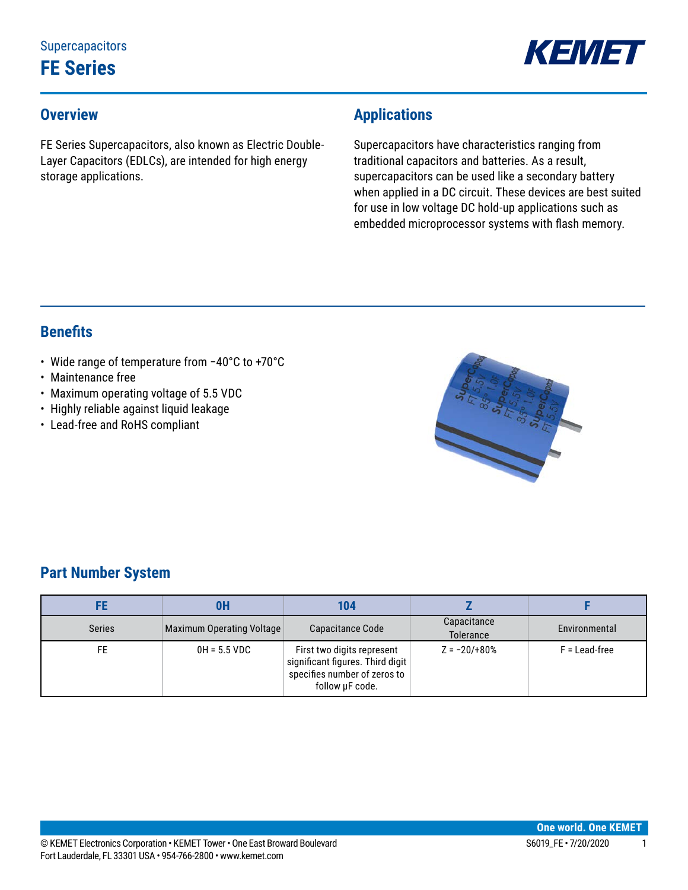Supercapacitors

# FE Series

## Overview

FE Series Supercapacitors, also known as Electric Double-Layer Capacitors (EDLCs), are intended for high energy storage applications.

## Applications

Supercapacitors have characteristics ranging from traditional capacitors and batteries. As a result, supercapacitors can be used like a secondary battery when applied in a DC circuit. These devices are best suited for use in low voltage DC hold-up applications such as embedded microprocessor systems with flash memory.

## Benefits

- Wide range of temperature from −40°C to +70°C
- Maintenance free
- Maximum operating voltage of 5.5 VDC
- Highly reliable against liquid leakage
- Lead-free and RoHS compliant

## Part Number System

| FE | 0H | 104 | Z | F |
|---|---|---|---|---|
| Series | Maximum Operating Voltage | Capacitance Code | Capacitance Tolerance | Environmental |
| FE | 0H = 5.5 VDC | First two digits represent significant figures. Third digit specifies number of zeros to follow µF code. | Z = −20/+80% | F = Lead-free |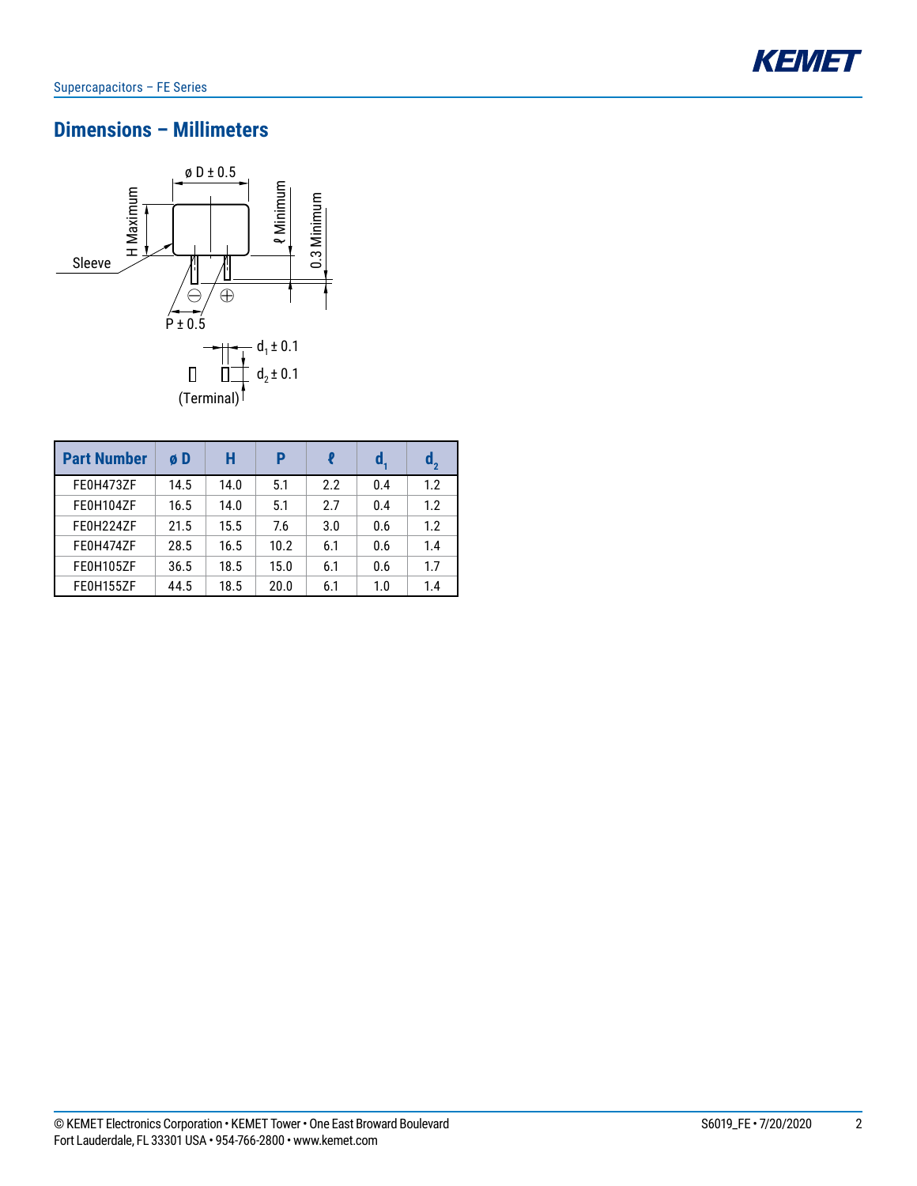## Dimensions – Millimeters

ø D ± 0.5

H Maximum

ℓ Minimum

0.3 Minimum

Sleeve

⊖ ⊕

P ± 0.5

$d_1$ ± 0.1

$d_2$ ± 0.1

(Terminal)

| Part Number | ø D | H | P | ℓ | $d_1$ | $d_2$ |
|---|---|---|---|---|---|---|
| FE0H473ZF | 14.5 | 14.0 | 5.1 | 2.2 | 0.4 | 1.2 |
| FE0H104ZF | 16.5 | 14.0 | 5.1 | 2.7 | 0.4 | 1.2 |
| FE0H224ZF | 21.5 | 15.5 | 7.6 | 3.0 | 0.6 | 1.2 |
| FE0H474ZF | 28.5 | 16.5 | 10.2 | 6.1 | 0.6 | 1.4 |
| FE0H105ZF | 36.5 | 18.5 | 15.0 | 6.1 | 0.6 | 1.7 |
| FE0H155ZF | 44.5 | 18.5 | 20.0 | 6.1 | 1.0 | 1.4 |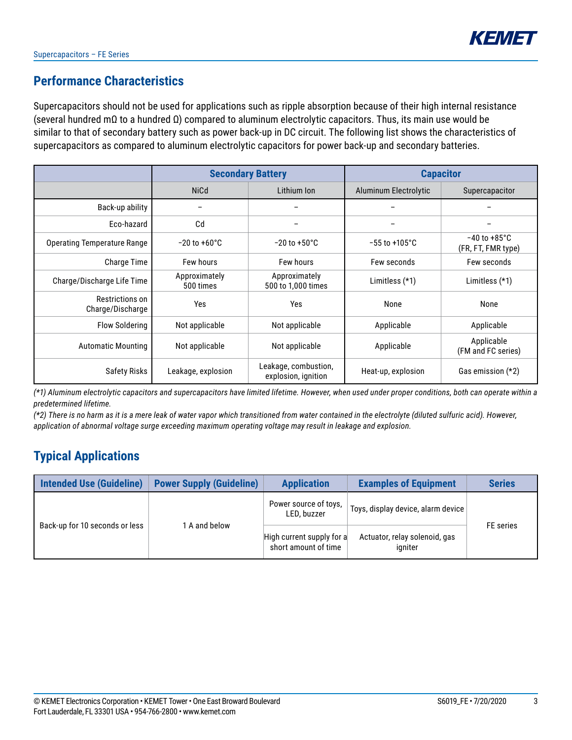## Performance Characteristics

Supercapacitors should not be used for applications such as ripple absorption because of their high internal resistance (several hundred mΩ to a hundred Ω) compared to aluminum electrolytic capacitors. Thus, its main use would be similar to that of secondary battery such as power back-up in DC circuit. The following list shows the characteristics of supercapacitors as compared to aluminum electrolytic capacitors for power back-up and secondary batteries.

| | Secondary Battery | | Capacitor | |
|---|---|---|---|---|
| | NiCd | Lithium Ion | Aluminum Electrolytic | Supercapacitor |
| Back-up ability | – | – | – | – |
| Eco-hazard | Cd | – | – | – |
| Operating Temperature Range | −20 to +60°C | −20 to +50°C | −55 to +105°C | −40 to +85°C (FR, FT, FMR type) |
| Charge Time | Few hours | Few hours | Few seconds | Few seconds |
| Charge/Discharge Life Time | Approximately 500 times | Approximately 500 to 1,000 times | Limitless (*1) | Limitless (*1) |
| Restrictions on Charge/Discharge | Yes | Yes | None | None |
| Flow Soldering | Not applicable | Not applicable | Applicable | Applicable |
| Automatic Mounting | Not applicable | Not applicable | Applicable | Applicable (FM and FC series) |
| Safety Risks | Leakage, explosion | Leakage, combustion, explosion, ignition | Heat-up, explosion | Gas emission (*2) |

*(*1) Aluminum electrolytic capacitors and supercapacitors have limited lifetime. However, when used under proper conditions, both can operate within a predetermined lifetime.*

*(*2) There is no harm as it is a mere leak of water vapor which transitioned from water contained in the electrolyte (diluted sulfuric acid). However, application of abnormal voltage surge exceeding maximum operating voltage may result in leakage and explosion.*

## Typical Applications

| Intended Use (Guideline) | Power Supply (Guideline) | Application | Examples of Equipment | Series |
|---|---|---|---|---|
| Back-up for 10 seconds or less | 1 A and below | Power source of toys, LED, buzzer | Toys, display device, alarm device | FE series |
| | | High current supply for a short amount of time | Actuator, relay solenoid, gas igniter | |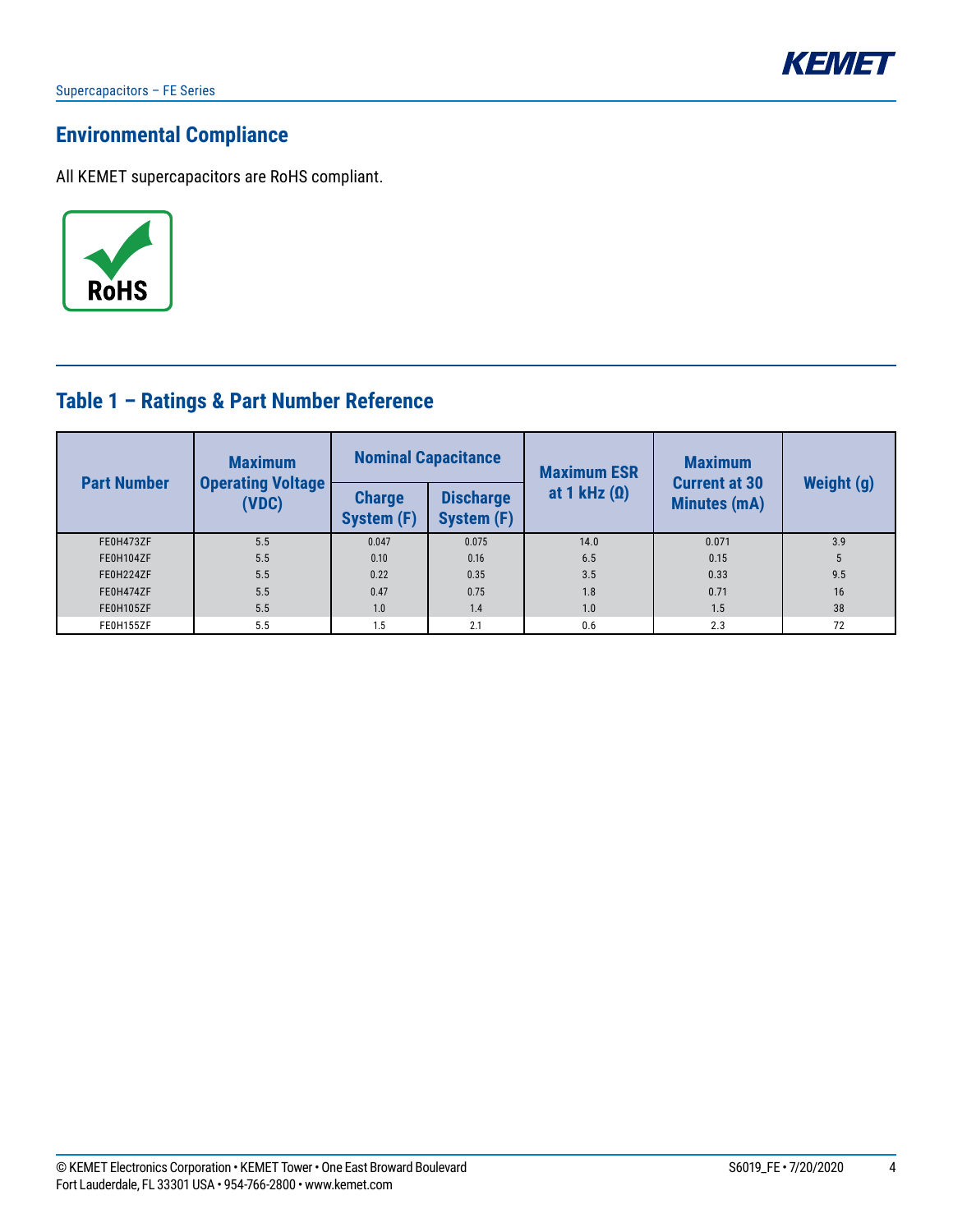## Environmental Compliance

All KEMET supercapacitors are RoHS compliant.

## Table 1 – Ratings & Part Number Reference

| Part Number | Maximum Operating Voltage (VDC) | Nominal Capacitance | | Maximum ESR at 1 kHz (Ω) | Maximum Current at 30 Minutes (mA) | Weight (g) |
|---|---|---|---|---|---|---|
| | | Charge System (F) | Discharge System (F) | | | |
| FE0H473ZF | 5.5 | 0.047 | 0.075 | 14.0 | 0.071 | 3.9 |
| FE0H104ZF | 5.5 | 0.10 | 0.16 | 6.5 | 0.15 | 5 |
| FE0H224ZF | 5.5 | 0.22 | 0.35 | 3.5 | 0.33 | 9.5 |
| FE0H474ZF | 5.5 | 0.47 | 0.75 | 1.8 | 0.71 | 16 |
| FE0H105ZF | 5.5 | 1.0 | 1.4 | 1.0 | 1.5 | 38 |
| FE0H155ZF | 5.5 | 1.5 | 2.1 | 0.6 | 2.3 | 72 |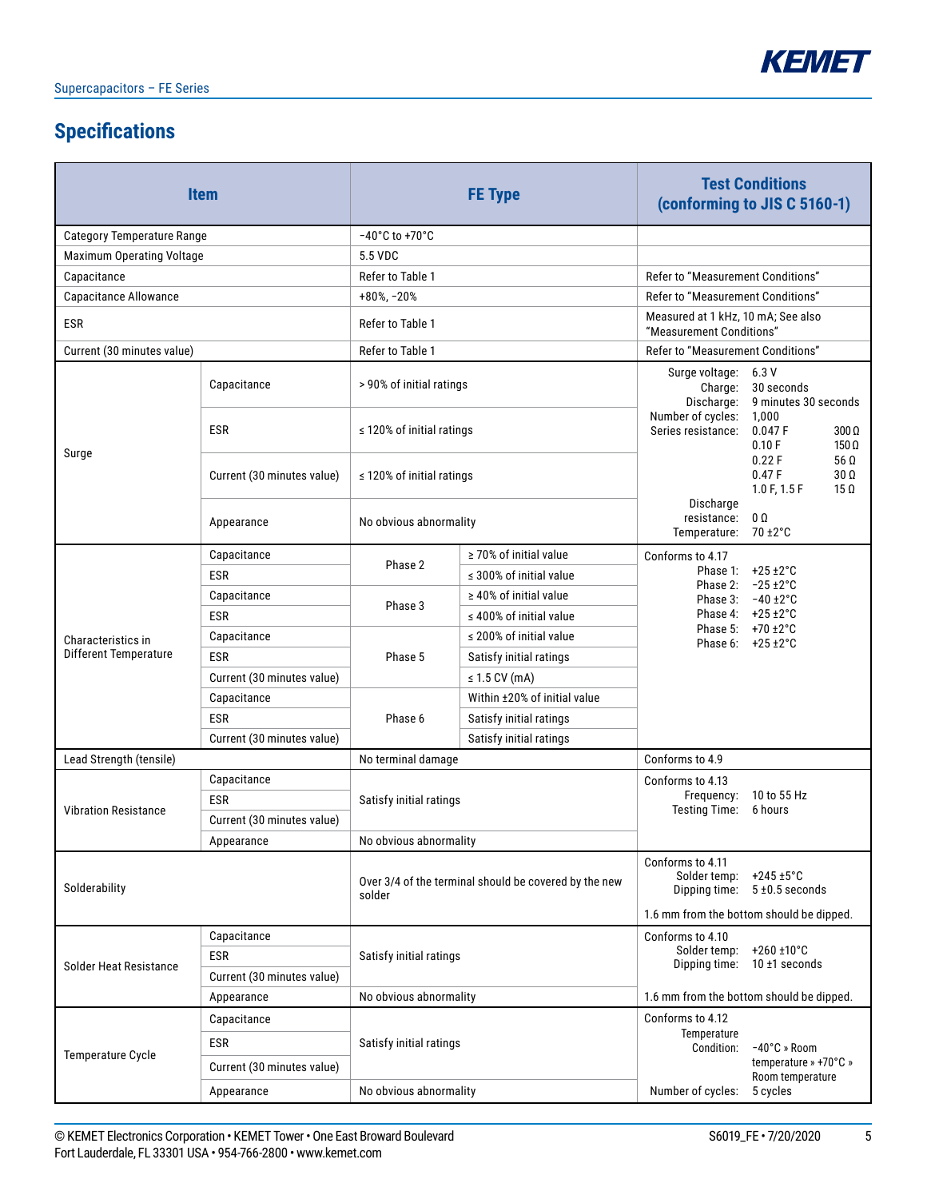## Specifications

| Item | | FE Type | | Test Conditions (conforming to JIS C 5160-1) |
|---|---|---|---|---|
| Category Temperature Range | | −40°C to +70°C | | |
| Maximum Operating Voltage | | 5.5 VDC | | |
| Capacitance | | Refer to Table 1 | | Refer to "Measurement Conditions" |
| Capacitance Allowance | | +80%, −20% | | Refer to "Measurement Conditions" |
| ESR | | Refer to Table 1 | | Measured at 1 kHz, 10 mA; See also "Measurement Conditions" |
| Current (30 minutes value) | | Refer to Table 1 | | Refer to "Measurement Conditions" |
| Surge | Capacitance | > 90% of initial ratings | | Surge voltage: 6.3 V<br>Charge: 30 seconds<br>Discharge: 9 minutes 30 seconds<br>Number of cycles: 1,000<br>Series resistance: 0.047 F 300 Ω; 0.10 F 150 Ω; 0.22 F 56 Ω; 0.47 F 30 Ω; 1.0 F, 1.5 F 15 Ω<br>Discharge resistance: 0 Ω<br>Temperature: 70 ±2°C |
| | ESR | ≤ 120% of initial ratings | | |
| | Current (30 minutes value) | ≤ 120% of initial ratings | | |
| | Appearance | No obvious abnormality | | |
| Characteristics in Different Temperature | Capacitance | Phase 2 | ≥ 70% of initial value | Conforms to 4.17<br>Phase 1: +25 ±2°C<br>Phase 2: −25 ±2°C<br>Phase 3: −40 ±2°C<br>Phase 4: +25 ±2°C<br>Phase 5: +70 ±2°C<br>Phase 6: +25 ±2°C |
| | ESR | | ≤ 300% of initial value | |
| | Capacitance | Phase 3 | ≥ 40% of initial value | |
| | ESR | | ≤ 400% of initial value | |
| | Capacitance | Phase 5 | ≤ 200% of initial value | |
| | ESR | | Satisfy initial ratings | |
| | Current (30 minutes value) | | ≤ 1.5 CV (mA) | |
| | Capacitance | Phase 6 | Within ±20% of initial value | |
| | ESR | | Satisfy initial ratings | |
| | Current (30 minutes value) | | Satisfy initial ratings | |
| Lead Strength (tensile) | | No terminal damage | | Conforms to 4.9 |
| Vibration Resistance | Capacitance | Satisfy initial ratings | | Conforms to 4.13<br>Frequency: 10 to 55 Hz<br>Testing Time: 6 hours |
| | ESR | | | |
| | Current (30 minutes value) | | | |
| | Appearance | No obvious abnormality | | |
| Solderability | | Over 3/4 of the terminal should be covered by the new solder | | Conforms to 4.11<br>Solder temp: +245 ±5°C<br>Dipping time: 5 ±0.5 seconds<br>1.6 mm from the bottom should be dipped. |
| Solder Heat Resistance | Capacitance | Satisfy initial ratings | | Conforms to 4.10<br>Solder temp: +260 ±10°C<br>Dipping time: 10 ±1 seconds |
| | ESR | | | |
| | Current (30 minutes value) | | | |
| | Appearance | No obvious abnormality | | 1.6 mm from the bottom should be dipped. |
| Temperature Cycle | Capacitance | Satisfy initial ratings | | Conforms to 4.12<br>Temperature Condition: −40°C » Room temperature » +70°C » Room temperature<br>Number of cycles: 5 cycles |
| | ESR | | | |
| | Current (30 minutes value) | | | |
| | Appearance | No obvious abnormality | | |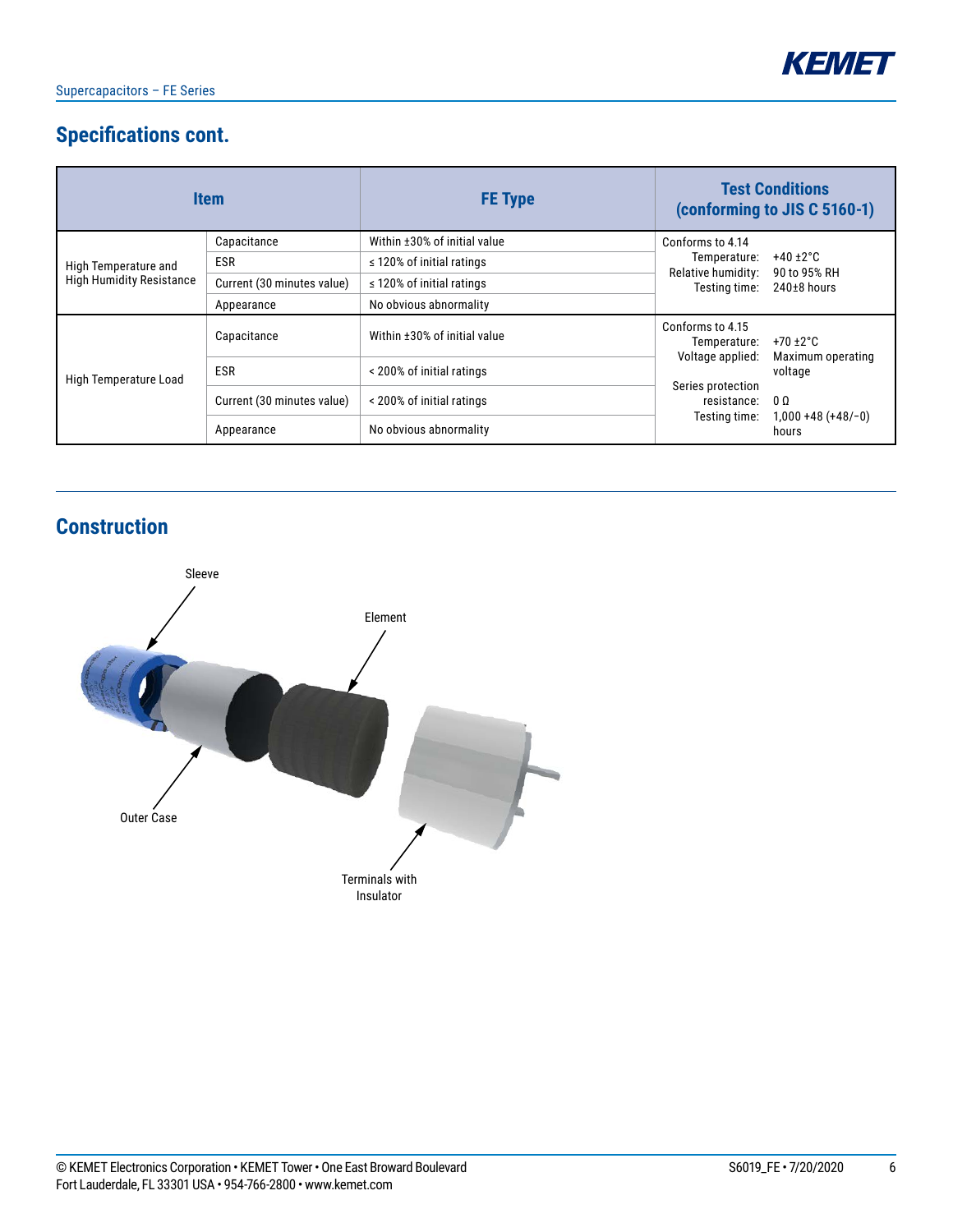## Specifications cont.

| Item | | FE Type | Test Conditions (conforming to JIS C 5160-1) |
|---|---|---|---|
| High Temperature and High Humidity Resistance | Capacitance | Within ±30% of initial value | Conforms to 4.14<br>Temperature: +40 ±2°C<br>Relative humidity: 90 to 95% RH<br>Testing time: 240±8 hours |
| | ESR | ≤ 120% of initial ratings | |
| | Current (30 minutes value) | ≤ 120% of initial ratings | |
| | Appearance | No obvious abnormality | |
| High Temperature Load | Capacitance | Within ±30% of initial value | Conforms to 4.15<br>Temperature: +70 ±2°C<br>Voltage applied: Maximum operating voltage<br>Series protection resistance: 0 Ω<br>Testing time: 1,000 +48 (+48/−0) hours |
| | ESR | < 200% of initial ratings | |
| | Current (30 minutes value) | < 200% of initial ratings | |
| | Appearance | No obvious abnormality | |

## Construction

Sleeve

Element

Outer Case

Terminals with Insulator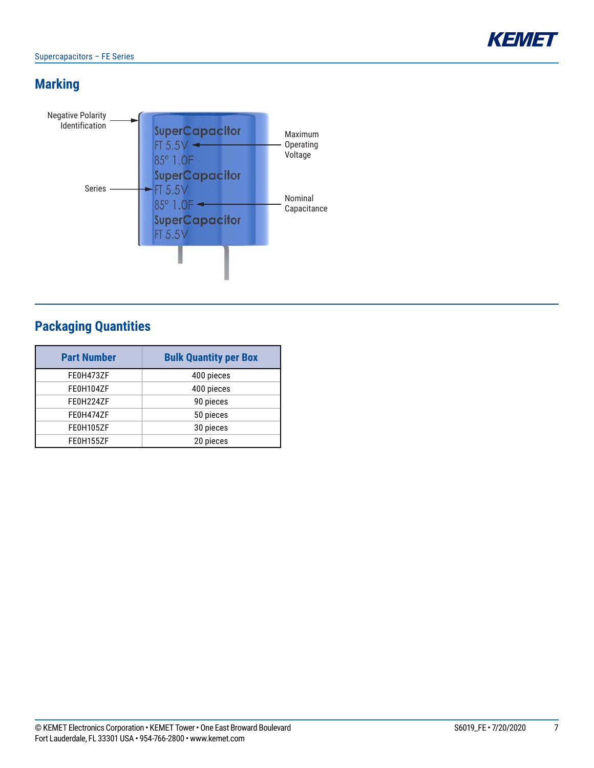## Marking

Negative Polarity Identification

Series

Maximum Operating Voltage

Nominal Capacitance

SuperCapacitor
FT 5.5V
85° 1.0F

## Packaging Quantities

| Part Number | Bulk Quantity per Box |
|---|---|
| FE0H473ZF | 400 pieces |
| FE0H104ZF | 400 pieces |
| FE0H224ZF | 90 pieces |
| FE0H474ZF | 50 pieces |
| FE0H105ZF | 30 pieces |
| FE0H155ZF | 20 pieces |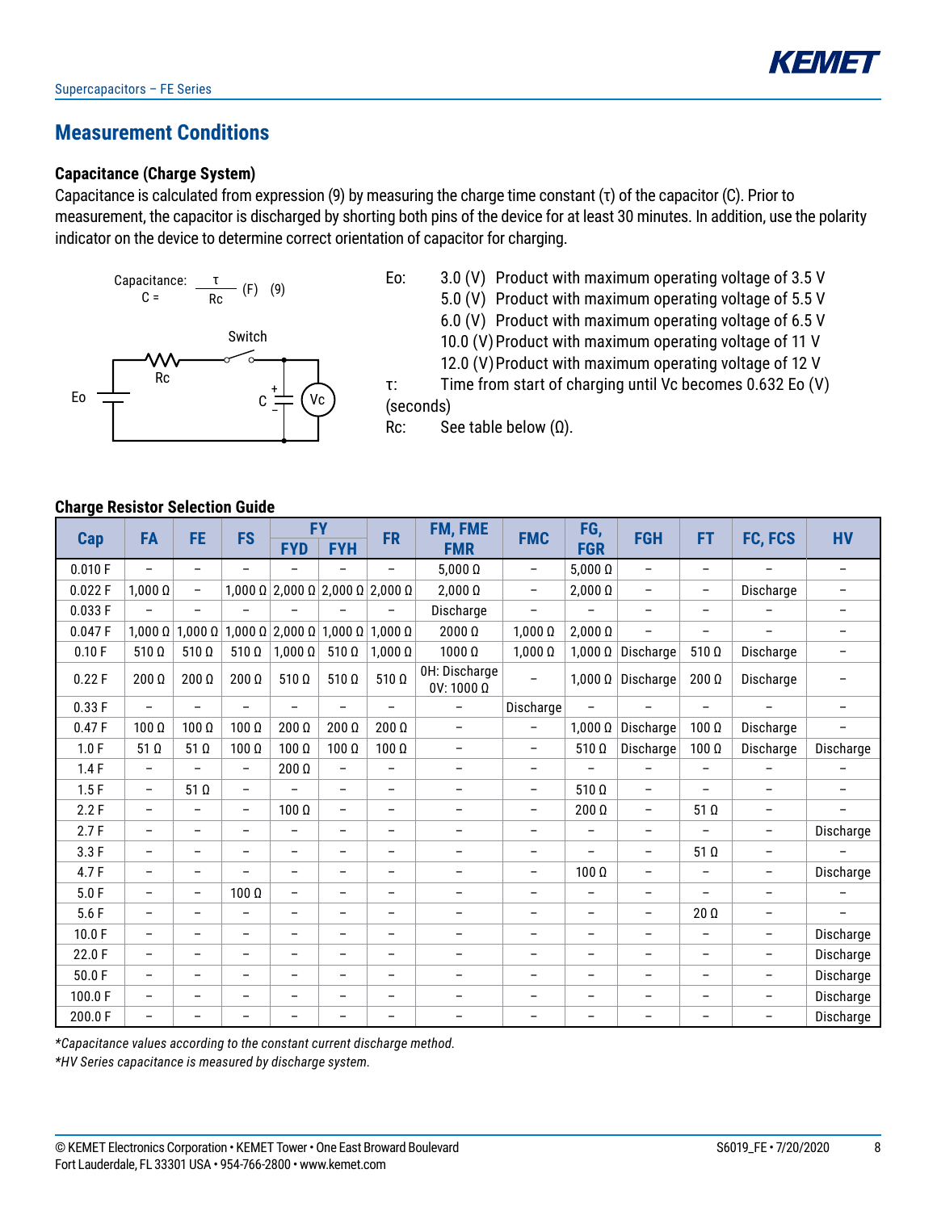## Measurement Conditions

### Capacitance (Charge System)

Capacitance is calculated from expression (9) by measuring the charge time constant (τ) of the capacitor (C). Prior to measurement, the capacitor is discharged by shorting both pins of the device for at least 30 minutes. In addition, use the polarity indicator on the device to determine correct orientation of capacitor for charging.

$$\text{Capacitance: } C = \frac{\tau}{Rc} \text{ (F)} \quad (9)$$

Switch

Eo | Rc | C | Vc

Eo: 3.0 (V) Product with maximum operating voltage of 3.5 V
5.0 (V) Product with maximum operating voltage of 5.5 V
6.0 (V) Product with maximum operating voltage of 6.5 V
10.0 (V) Product with maximum operating voltage of 11 V
12.0 (V) Product with maximum operating voltage of 12 V

τ: Time from start of charging until Vc becomes 0.632 Eo (V) (seconds)

Rc: See table below (Ω).

### Charge Resistor Selection Guide

| Cap | FA | FE | FS | FY | | FR | FM, FME FMR | FMC | FG, FGR | FGH | FT | FC, FCS | HV |
|---|---|---|---|---|---|---|---|---|---|---|---|---|---|
| | | | | FYD | FYH | | | | | | | | |
| 0.010 F | – | – | – | – | – | – | 5,000 Ω | – | 5,000 Ω | – | – | – | – |
| 0.022 F | 1,000 Ω | – | 1,000 Ω | 2,000 Ω | 2,000 Ω | 2,000 Ω | 2,000 Ω | – | 2,000 Ω | – | – | Discharge | – |
| 0.033 F | – | – | – | – | – | – | Discharge | – | – | – | – | – | – |
| 0.047 F | 1,000 Ω | 1,000 Ω | 1,000 Ω | 2,000 Ω | 1,000 Ω | 1,000 Ω | 2000 Ω | 1,000 Ω | 2,000 Ω | – | – | – | – |
| 0.10 F | 510 Ω | 510 Ω | 510 Ω | 1,000 Ω | 510 Ω | 1,000 Ω | 1000 Ω | 1,000 Ω | 1,000 Ω | Discharge | 510 Ω | Discharge | – |
| 0.22 F | 200 Ω | 200 Ω | 200 Ω | 510 Ω | 510 Ω | 510 Ω | 0H: Discharge 0V: 1000 Ω | – | 1,000 Ω | Discharge | 200 Ω | Discharge | – |
| 0.33 F | – | – | – | – | – | – | – | Discharge | – | – | – | – | – |
| 0.47 F | 100 Ω | 100 Ω | 100 Ω | 200 Ω | 200 Ω | 200 Ω | – | – | 1,000 Ω | Discharge | 100 Ω | Discharge | – |
| 1.0 F | 51 Ω | 51 Ω | 100 Ω | 100 Ω | 100 Ω | 100 Ω | – | – | 510 Ω | Discharge | 100 Ω | Discharge | Discharge |
| 1.4 F | – | – | – | 200 Ω | – | – | – | – | – | – | – | – | – |
| 1.5 F | – | 51 Ω | – | – | – | – | – | – | 510 Ω | – | – | – | – |
| 2.2 F | – | – | – | 100 Ω | – | – | – | – | 200 Ω | – | 51 Ω | – | – |
| 2.7 F | – | – | – | – | – | – | – | – | – | – | – | – | Discharge |
| 3.3 F | – | – | – | – | – | – | – | – | – | – | 51 Ω | – | – |
| 4.7 F | – | – | – | – | – | – | – | – | 100 Ω | – | – | – | Discharge |
| 5.0 F | – | – | 100 Ω | – | – | – | – | – | – | – | – | – | – |
| 5.6 F | – | – | – | – | – | – | – | – | – | – | 20 Ω | – | – |
| 10.0 F | – | – | – | – | – | – | – | – | – | – | – | – | Discharge |
| 22.0 F | – | – | – | – | – | – | – | – | – | – | – | – | Discharge |
| 50.0 F | – | – | – | – | – | – | – | – | – | – | – | – | Discharge |
| 100.0 F | – | – | – | – | – | – | – | – | – | – | – | – | Discharge |
| 200.0 F | – | – | – | – | – | – | – | – | – | – | – | – | Discharge |

*\*Capacitance values according to the constant current discharge method.*

*\*HV Series capacitance is measured by discharge system.*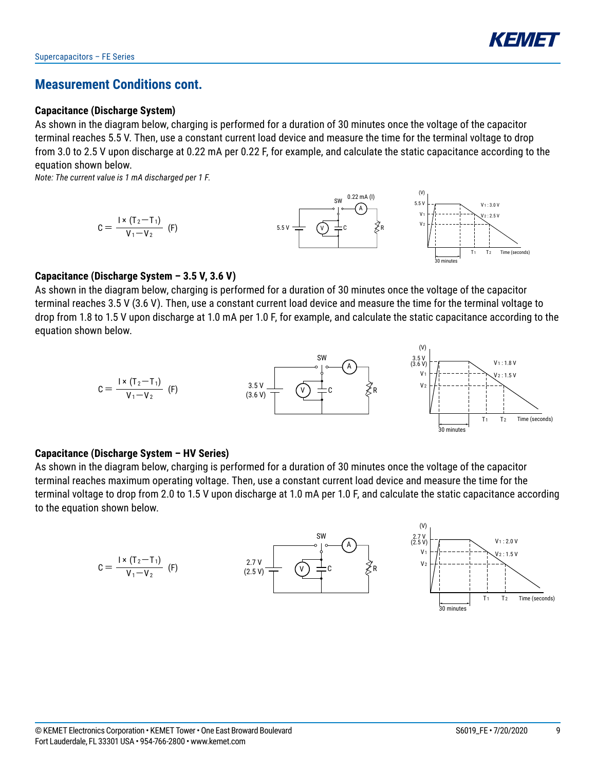## Measurement Conditions cont.

### Capacitance (Discharge System)

As shown in the diagram below, charging is performed for a duration of 30 minutes once the voltage of the capacitor terminal reaches 5.5 V. Then, use a constant current load device and measure the time for the terminal voltage to drop from 3.0 to 2.5 V upon discharge at 0.22 mA per 0.22 F, for example, and calculate the static capacitance according to the equation shown below.

*Note: The current value is 1 mA discharged per 1 F.*

$$C = \frac{I \times (T_2 - T_1)}{V_1 - V_2} \text{ (F)}$$

### Capacitance (Discharge System – 3.5 V, 3.6 V)

As shown in the diagram below, charging is performed for a duration of 30 minutes once the voltage of the capacitor terminal reaches 3.5 V (3.6 V). Then, use a constant current load device and measure the time for the terminal voltage to drop from 1.8 to 1.5 V upon discharge at 1.0 mA per 1.0 F, for example, and calculate the static capacitance according to the equation shown below.

$$C = \frac{I \times (T_2 - T_1)}{V_1 - V_2} \text{ (F)}$$

### Capacitance (Discharge System – HV Series)

As shown in the diagram below, charging is performed for a duration of 30 minutes once the voltage of the capacitor terminal reaches maximum operating voltage. Then, use a constant current load device and measure the time for the terminal voltage to drop from 2.0 to 1.5 V upon discharge at 1.0 mA per 1.0 F, and calculate the static capacitance according to the equation shown below.

$$C = \frac{I \times (T_2 - T_1)}{V_1 - V_2} \text{ (F)}$$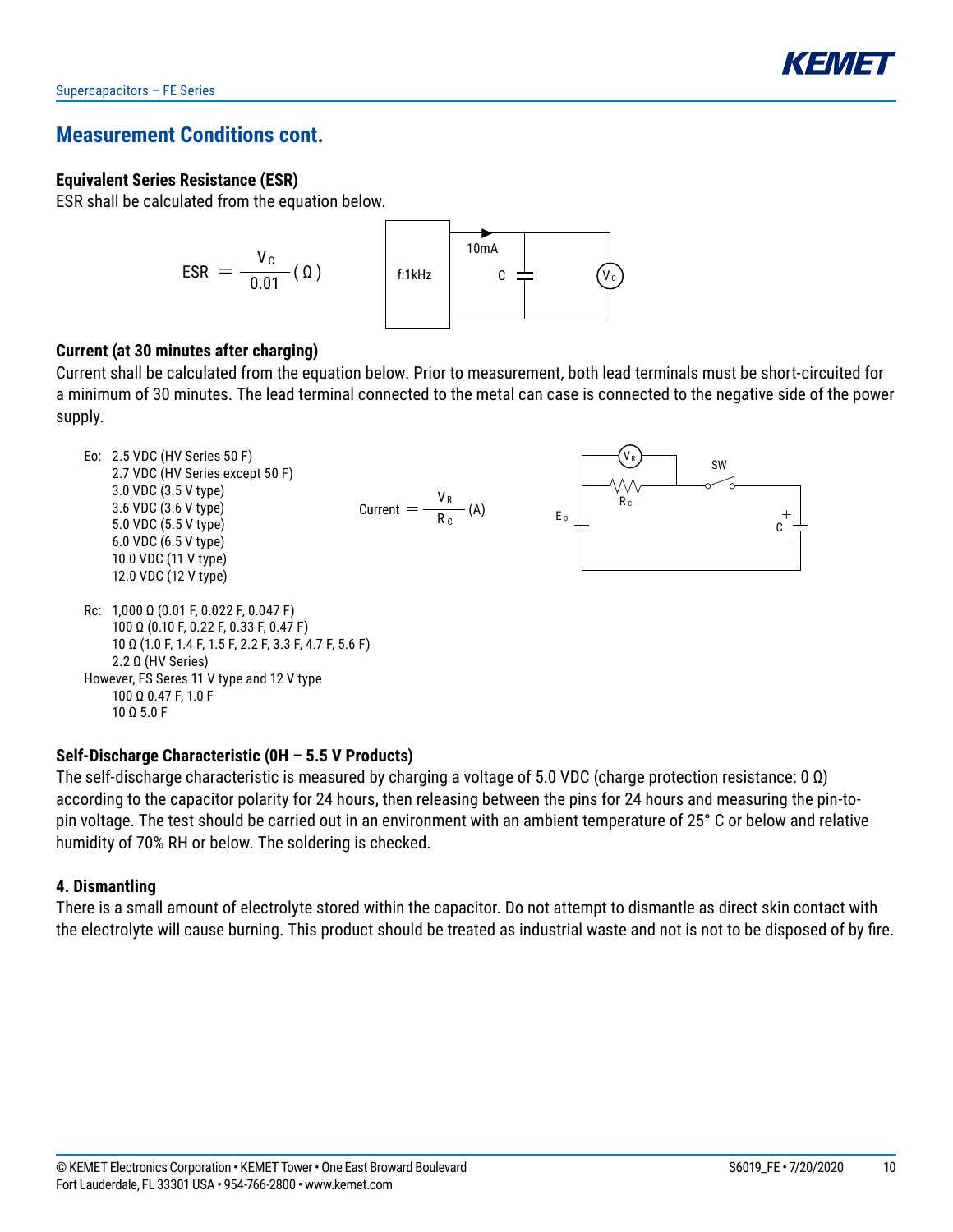## Measurement Conditions cont.

### Equivalent Series Resistance (ESR)

ESR shall be calculated from the equation below.

$$ESR = \frac{V_C}{0.01} (\Omega)$$

f:1kHz, 10mA, C, $V_C$

### Current (at 30 minutes after charging)

Current shall be calculated from the equation below. Prior to measurement, both lead terminals must be short-circuited for a minimum of 30 minutes. The lead terminal connected to the metal can case is connected to the negative side of the power supply.

Eo: 2.5 VDC (HV Series 50 F)
2.7 VDC (HV Series except 50 F)
3.0 VDC (3.5 V type)
3.6 VDC (3.6 V type)
5.0 VDC (5.5 V type)
6.0 VDC (6.5 V type)
10.0 VDC (11 V type)
12.0 VDC (12 V type)

$$\text{Current} = \frac{V_R}{R_C} (A)$$

Rc: 1,000 Ω (0.01 F, 0.022 F, 0.047 F)
100 Ω (0.10 F, 0.22 F, 0.33 F, 0.47 F)
10 Ω (1.0 F, 1.4 F, 1.5 F, 2.2 F, 3.3 F, 4.7 F, 5.6 F)
2.2 Ω (HV Series)
However, FS Seres 11 V type and 12 V type
100 Ω 0.47 F, 1.0 F
10 Ω 5.0 F

### Self-Discharge Characteristic (0H – 5.5 V Products)

The self-discharge characteristic is measured by charging a voltage of 5.0 VDC (charge protection resistance: 0 Ω) according to the capacitor polarity for 24 hours, then releasing between the pins for 24 hours and measuring the pin-to-pin voltage. The test should be carried out in an environment with an ambient temperature of 25° C or below and relative humidity of 70% RH or below. The soldering is checked.

### 4. Dismantling

There is a small amount of electrolyte stored within the capacitor. Do not attempt to dismantle as direct skin contact with the electrolyte will cause burning. This product should be treated as industrial waste and not is not to be disposed of by fire.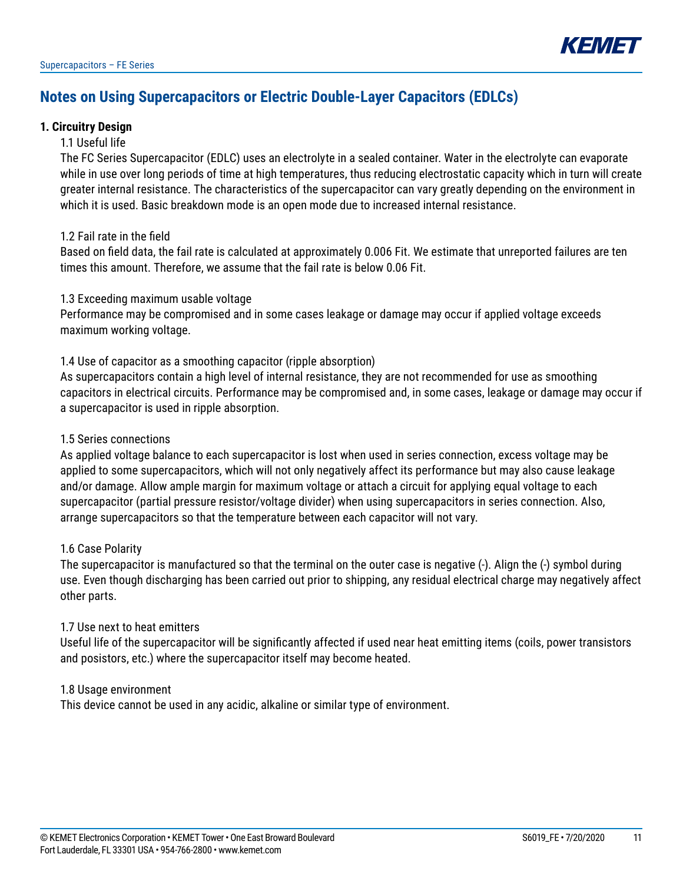# Notes on Using Supercapacitors or Electric Double-Layer Capacitors (EDLCs)

## 1. Circuitry Design

### 1.1 Useful life

The FC Series Supercapacitor (EDLC) uses an electrolyte in a sealed container. Water in the electrolyte can evaporate while in use over long periods of time at high temperatures, thus reducing electrostatic capacity which in turn will create greater internal resistance. The characteristics of the supercapacitor can vary greatly depending on the environment in which it is used. Basic breakdown mode is an open mode due to increased internal resistance.

### 1.2 Fail rate in the field

Based on field data, the fail rate is calculated at approximately 0.006 Fit. We estimate that unreported failures are ten times this amount. Therefore, we assume that the fail rate is below 0.06 Fit.

### 1.3 Exceeding maximum usable voltage

Performance may be compromised and in some cases leakage or damage may occur if applied voltage exceeds maximum working voltage.

### 1.4 Use of capacitor as a smoothing capacitor (ripple absorption)

As supercapacitors contain a high level of internal resistance, they are not recommended for use as smoothing capacitors in electrical circuits. Performance may be compromised and, in some cases, leakage or damage may occur if a supercapacitor is used in ripple absorption.

### 1.5 Series connections

As applied voltage balance to each supercapacitor is lost when used in series connection, excess voltage may be applied to some supercapacitors, which will not only negatively affect its performance but may also cause leakage and/or damage. Allow ample margin for maximum voltage or attach a circuit for applying equal voltage to each supercapacitor (partial pressure resistor/voltage divider) when using supercapacitors in series connection. Also, arrange supercapacitors so that the temperature between each capacitor will not vary.

### 1.6 Case Polarity

The supercapacitor is manufactured so that the terminal on the outer case is negative (-). Align the (-) symbol during use. Even though discharging has been carried out prior to shipping, any residual electrical charge may negatively affect other parts.

### 1.7 Use next to heat emitters

Useful life of the supercapacitor will be significantly affected if used near heat emitting items (coils, power transistors and posistors, etc.) where the supercapacitor itself may become heated.

### 1.8 Usage environment

This device cannot be used in any acidic, alkaline or similar type of environment.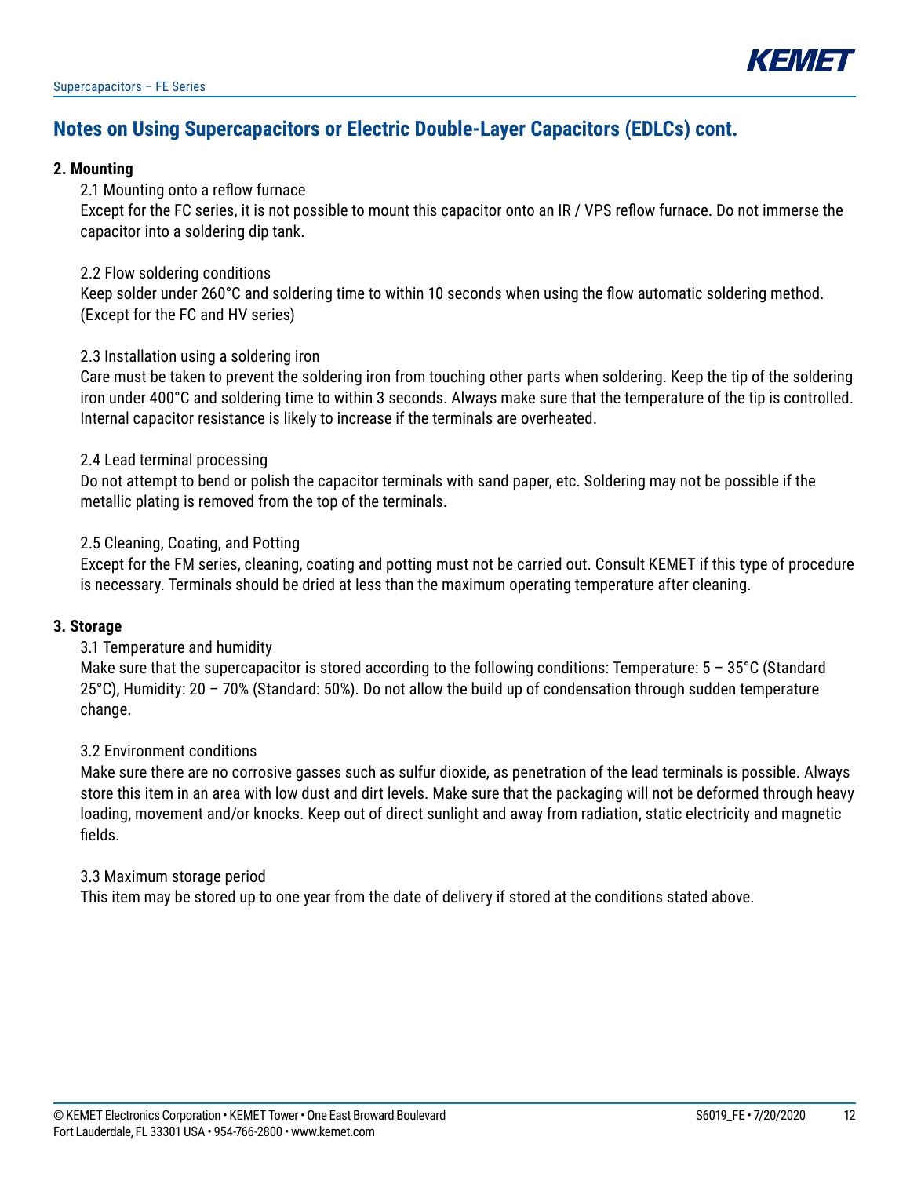## Notes on Using Supercapacitors or Electric Double-Layer Capacitors (EDLCs) cont.

### 2. Mounting

2.1 Mounting onto a reflow furnace

Except for the FC series, it is not possible to mount this capacitor onto an IR / VPS reflow furnace. Do not immerse the capacitor into a soldering dip tank.

2.2 Flow soldering conditions

Keep solder under 260°C and soldering time to within 10 seconds when using the flow automatic soldering method. (Except for the FC and HV series)

2.3 Installation using a soldering iron

Care must be taken to prevent the soldering iron from touching other parts when soldering. Keep the tip of the soldering iron under 400°C and soldering time to within 3 seconds. Always make sure that the temperature of the tip is controlled. Internal capacitor resistance is likely to increase if the terminals are overheated.

2.4 Lead terminal processing

Do not attempt to bend or polish the capacitor terminals with sand paper, etc. Soldering may not be possible if the metallic plating is removed from the top of the terminals.

2.5 Cleaning, Coating, and Potting

Except for the FM series, cleaning, coating and potting must not be carried out. Consult KEMET if this type of procedure is necessary. Terminals should be dried at less than the maximum operating temperature after cleaning.

### 3. Storage

3.1 Temperature and humidity

Make sure that the supercapacitor is stored according to the following conditions: Temperature: 5 – 35°C (Standard 25°C), Humidity: 20 – 70% (Standard: 50%). Do not allow the build up of condensation through sudden temperature change.

3.2 Environment conditions

Make sure there are no corrosive gasses such as sulfur dioxide, as penetration of the lead terminals is possible. Always store this item in an area with low dust and dirt levels. Make sure that the packaging will not be deformed through heavy loading, movement and/or knocks. Keep out of direct sunlight and away from radiation, static electricity and magnetic fields.

3.3 Maximum storage period

This item may be stored up to one year from the date of delivery if stored at the conditions stated above.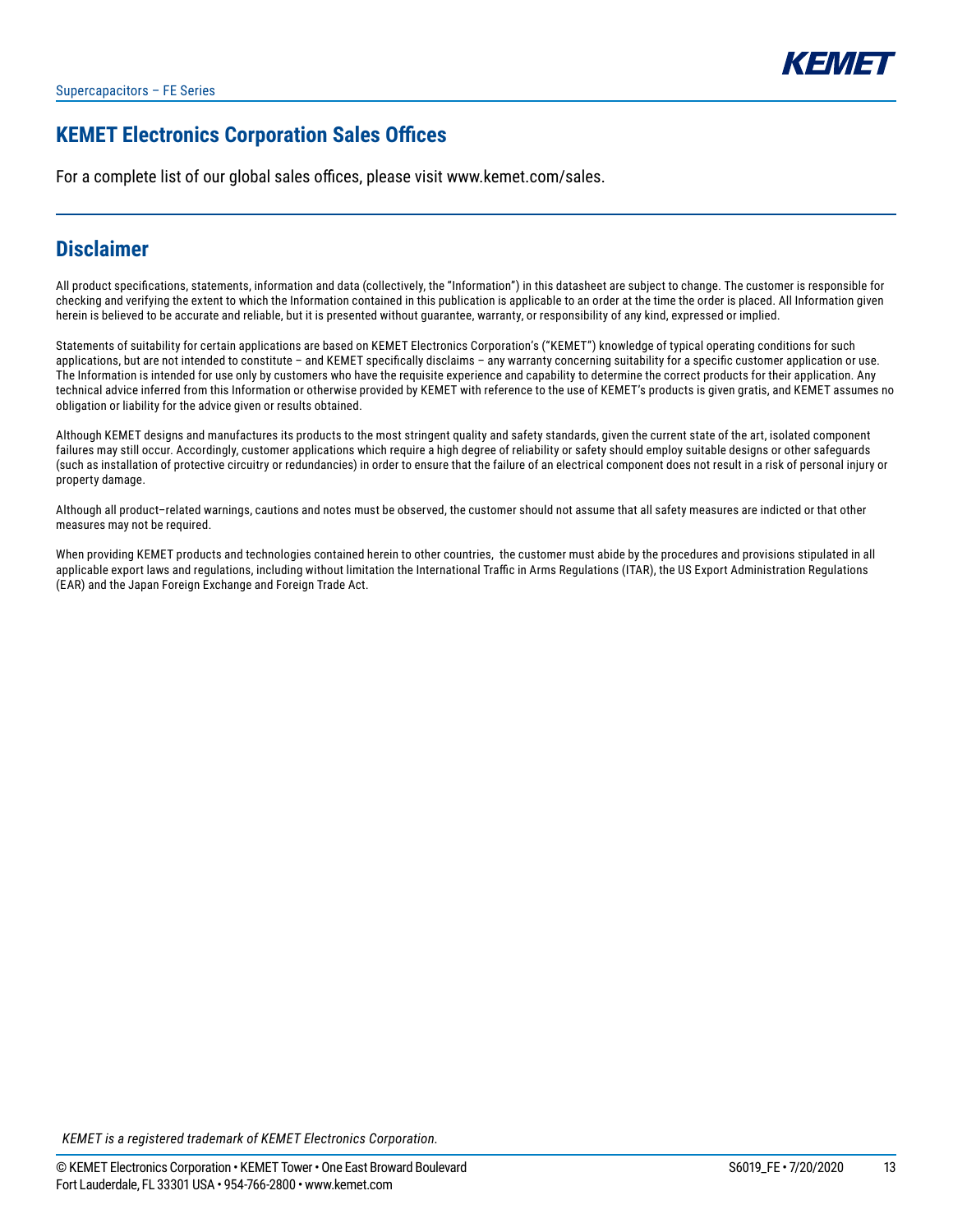## KEMET Electronics Corporation Sales Offices

For a complete list of our global sales offices, please visit www.kemet.com/sales.

## Disclaimer

All product specifications, statements, information and data (collectively, the "Information") in this datasheet are subject to change. The customer is responsible for checking and verifying the extent to which the Information contained in this publication is applicable to an order at the time the order is placed. All Information given herein is believed to be accurate and reliable, but it is presented without guarantee, warranty, or responsibility of any kind, expressed or implied.

Statements of suitability for certain applications are based on KEMET Electronics Corporation's ("KEMET") knowledge of typical operating conditions for such applications, but are not intended to constitute – and KEMET specifically disclaims – any warranty concerning suitability for a specific customer application or use. The Information is intended for use only by customers who have the requisite experience and capability to determine the correct products for their application. Any technical advice inferred from this Information or otherwise provided by KEMET with reference to the use of KEMET's products is given gratis, and KEMET assumes no obligation or liability for the advice given or results obtained.

Although KEMET designs and manufactures its products to the most stringent quality and safety standards, given the current state of the art, isolated component failures may still occur. Accordingly, customer applications which require a high degree of reliability or safety should employ suitable designs or other safeguards (such as installation of protective circuitry or redundancies) in order to ensure that the failure of an electrical component does not result in a risk of personal injury or property damage.

Although all product–related warnings, cautions and notes must be observed, the customer should not assume that all safety measures are indicted or that other measures may not be required.

When providing KEMET products and technologies contained herein to other countries, the customer must abide by the procedures and provisions stipulated in all applicable export laws and regulations, including without limitation the International Traffic in Arms Regulations (ITAR), the US Export Administration Regulations (EAR) and the Japan Foreign Exchange and Foreign Trade Act.

*KEMET is a registered trademark of KEMET Electronics Corporation.*